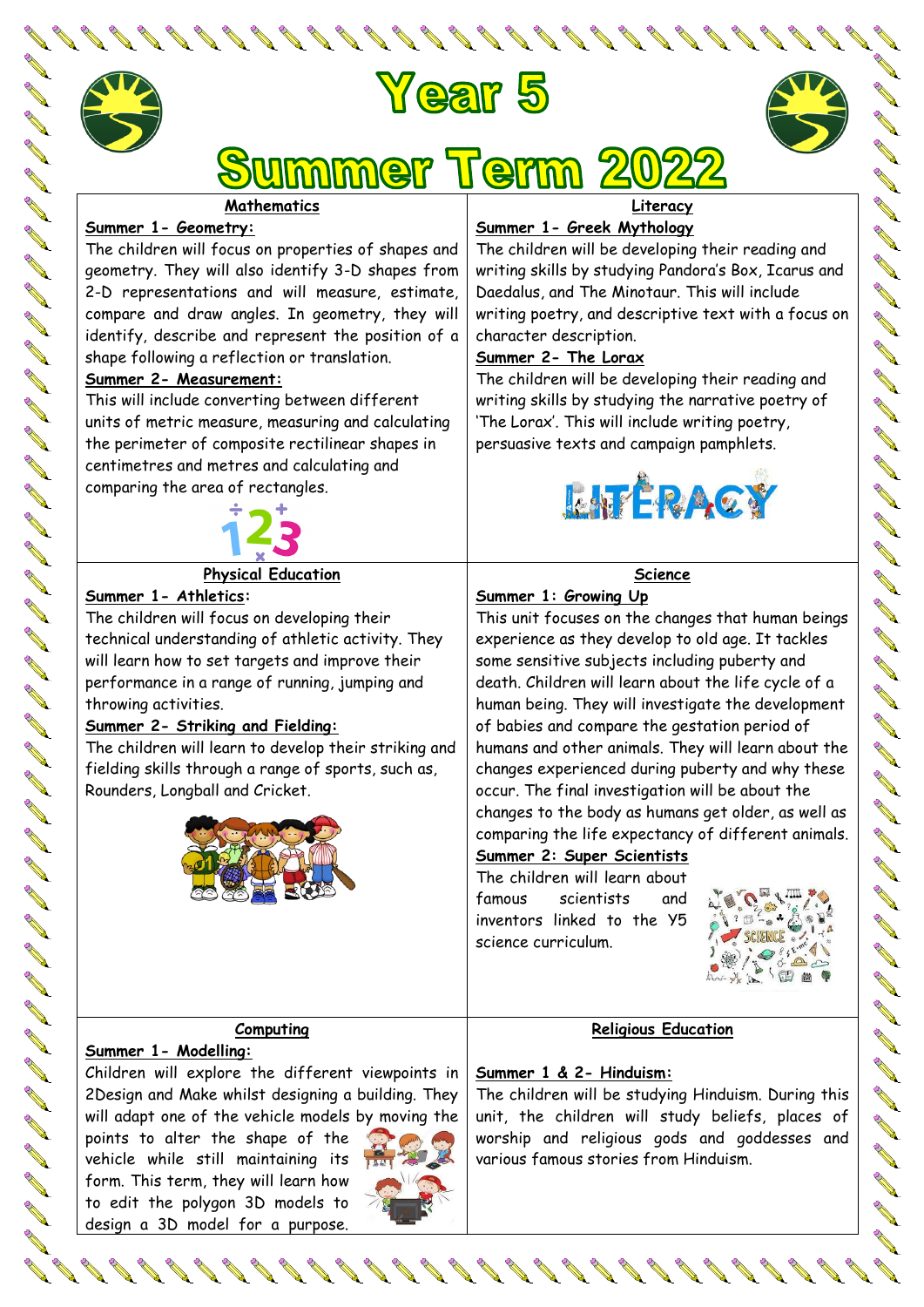# Year 5

# Summer Term 2022

## Mathematics

**Summer 1- Geometry:**

The children will focus on properties of shapes and geometry. They will also identify 3-D shapes from 2-D representations and will measure, estimate, compare and draw angles. In geometry, they will identify, describe and represent the position of a shape following a reflection or translation.

**Summer 2- Measurement:**

This will include converting between different units of metric measure, measuring and calculating the perimeter of composite rectilinear shapes in centimetres and metres and calculating and comparing the area of rectangles.

## Literacy

**Summer 1- Greek Mythology**

The children will be developing their reading and writing skills by studying Pandora's Box, Icarus and Daedalus, and The Minotaur. This will include writing poetry, and descriptive text with a focus on character description.

**Summer 2- The Lorax**

The children will be developing their reading and writing skills by studying the narrative poetry of 'The Lorax'. This will include writing poetry, persuasive texts and campaign pamphlets.

## Physical Education

**Summer 1- Athletics:**

The children will focus on developing their technical understanding of athletic activity. They will learn how to set targets and improve their performance in a range of running, jumping and throwing activities.

**Summer 2- Striking and Fielding:**

The children will learn to develop their striking and fielding skills through a range of sports, such as, Rounders, Longball and Cricket.

## Science

**Summer 1: Growing Up**

This unit focuses on the changes that human beings experience as they develop to old age. It tackles some sensitive subjects including puberty and death. Children will learn about the life cycle of a human being. They will investigate the development of babies and compare the gestation period of humans and other animals. They will learn about the changes experienced during puberty and why these occur. The final investigation will be about the changes to the body as humans get older, as well as comparing the life expectancy of different animals.

**Summer 2: Super Scientists**

The children will learn about famous scientists and inventors linked to the Y5 science curriculum.

## Computing

**Summer 1- Modelling:**

Children will explore the different viewpoints in 2Design and Make whilst designing a building. They will adapt one of the vehicle models by moving the points to alter the shape of the vehicle while still maintaining its form. This term, they will learn how to edit the polygon 3D models to design a 3D model for a purpose.

## Religious Education

**Summer 1 & 2- Hinduism:**

The children will be studying Hinduism. During this unit, the children will study beliefs, places of worship and religious gods and goddesses and various famous stories from Hinduism.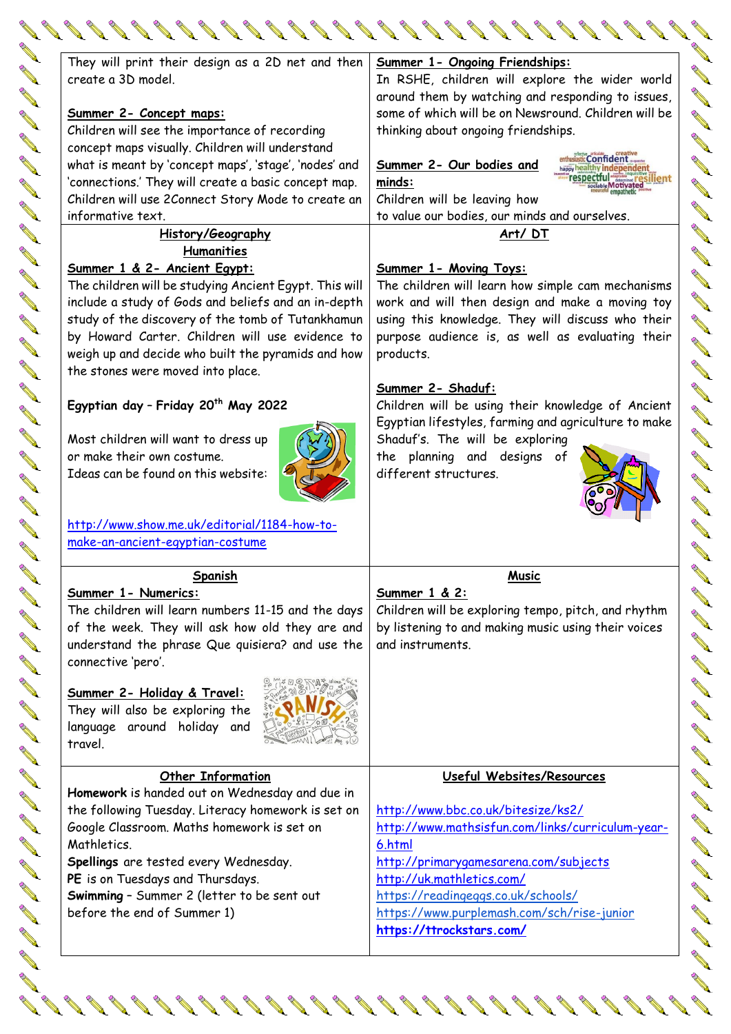They will print their design as a 2D net and then create a 3D model.

**Summer 2- Concept maps:**

Children will see the importance of recording concept maps visually. Children will understand what is meant by 'concept maps', 'stage', 'nodes' and 'connections.' They will create a basic concept map. Children will use 2Connect Story Mode to create an informative text.

**Summer 1- Ongoing Friendships:**

In RSHE, children will explore the wider world around them by watching and responding to issues, some of which will be on Newsround. Children will be thinking about ongoing friendships.

**Summer 2- Our bodies and minds:**

Children will be leaving how to value our bodies, our minds and ourselves.

## History/Geography Humanities

**Summer 1 & 2- Ancient Egypt:**

The children will be studying Ancient Egypt. This will include a study of Gods and beliefs and an in-depth study of the discovery of the tomb of Tutankhamun by Howard Carter. Children will use evidence to weigh up and decide who built the pyramids and how the stones were moved into place.

**Egyptian day – Friday 20th May 2022**

Most children will want to dress up or make their own costume.
Ideas can be found on this website:

http://www.show.me.uk/editorial/1184-how-to-make-an-ancient-egyptian-costume

## Art/ DT

**Summer 1- Moving Toys:**

The children will learn how simple cam mechanisms work and will then design and make a moving toy using this knowledge. They will discuss who their purpose audience is, as well as evaluating their products.

**Summer 2- Shaduf:**

Children will be using their knowledge of Ancient Egyptian lifestyles, farming and agriculture to make Shaduf's. The will be exploring the planning and designs of different structures.

## Spanish

**Summer 1- Numerics:**

The children will learn numbers 11-15 and the days of the week. They will ask how old they are and understand the phrase Que quisiera? and use the connective 'pero'.

**Summer 2- Holiday & Travel:**

They will also be exploring the language around holiday and travel.

## Music

**Summer 1 & 2:**

Children will be exploring tempo, pitch, and rhythm by listening to and making music using their voices and instruments.

## Other Information

**Homework** is handed out on Wednesday and due in the following Tuesday. Literacy homework is set on Google Classroom. Maths homework is set on Mathletics.

**Spellings** are tested every Wednesday.

**PE** is on Tuesdays and Thursdays.

**Swimming** – Summer 2 (letter to be sent out before the end of Summer 1)

## Useful Websites/Resources

http://www.bbc.co.uk/bitesize/ks2/
http://www.mathsisfun.com/links/curriculum-year-6.html
http://primarygamesarena.com/subjects
http://uk.mathletics.com/
https://readingeggs.co.uk/schools/
https://www.purplemash.com/sch/rise-junior
**https://ttrockstars.com/**